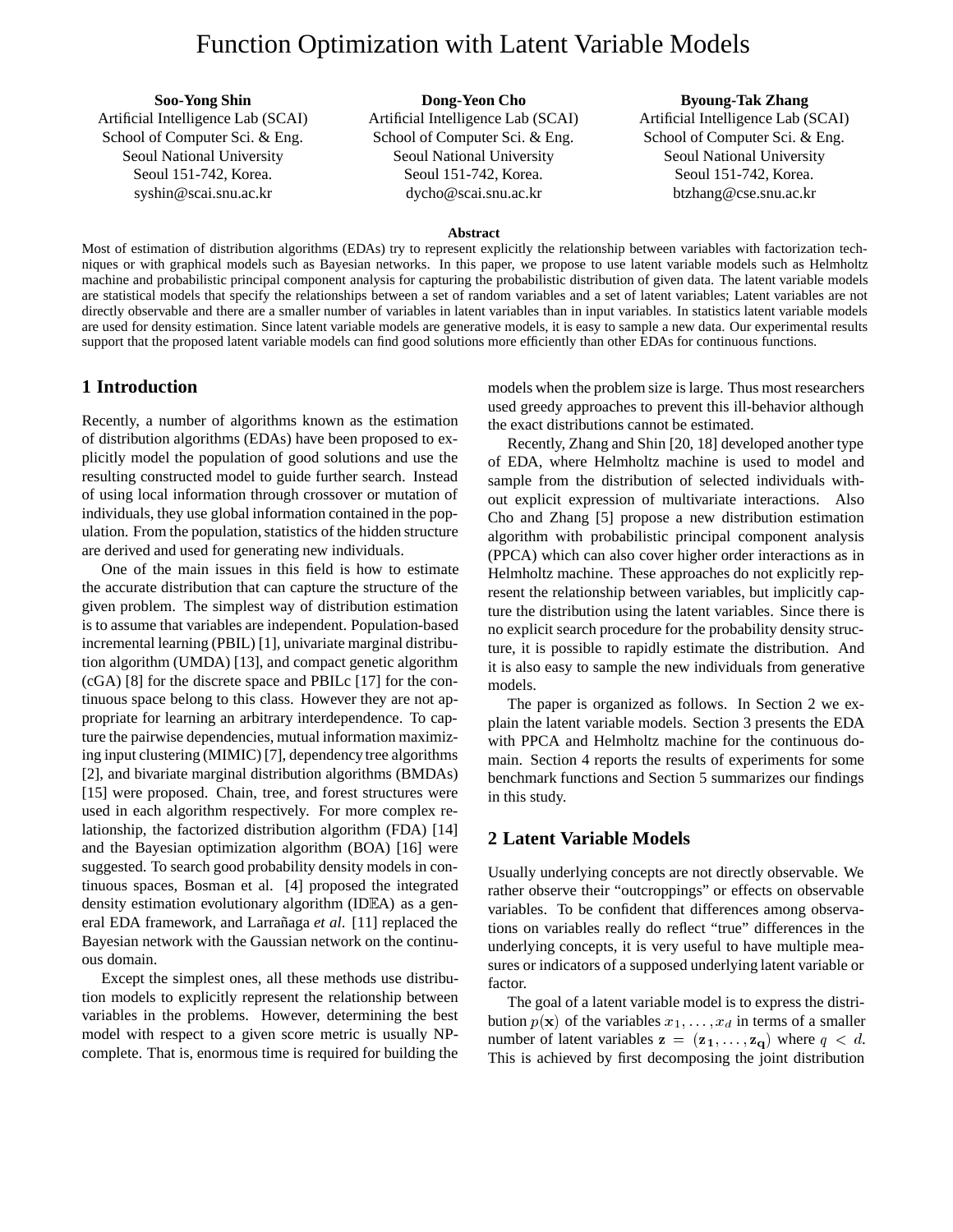# Function Optimization with Latent Variable Models

**Soo-Yong Shin**
Artificial Intelligence Lab (SCAI)
School of Computer Sci. & Eng.
Seoul National University
Seoul 151-742, Korea.
syshin@scai.snu.ac.kr

**Dong-Yeon Cho**
Artificial Intelligence Lab (SCAI)
School of Computer Sci. & Eng.
Seoul National University
Seoul 151-742, Korea.
dycho@scai.snu.ac.kr

**Byoung-Tak Zhang**
Artificial Intelligence Lab (SCAI)
School of Computer Sci. & Eng.
Seoul National University
Seoul 151-742, Korea.
btzhang@cse.snu.ac.kr

**Abstract**

Most of estimation of distribution algorithms (EDAs) try to represent explicitly the relationship between variables with factorization techniques or with graphical models such as Bayesian networks. In this paper, we propose to use latent variable models such as Helmholtz machine and probabilistic principal component analysis for capturing the probabilistic distribution of given data. The latent variable models are statistical models that specify the relationships between a set of random variables and a set of latent variables; Latent variables are not directly observable and there are a smaller number of variables in latent variables than in input variables. In statistics latent variable models are used for density estimation. Since latent variable models are generative models, it is easy to sample a new data. Our experimental results support that the proposed latent variable models can find good solutions more efficiently than other EDAs for continuous functions.

## 1 Introduction

Recently, a number of algorithms known as the estimation of distribution algorithms (EDAs) have been proposed to explicitly model the population of good solutions and use the resulting constructed model to guide further search. Instead of using local information through crossover or mutation of individuals, they use global information contained in the population. From the population, statistics of the hidden structure are derived and used for generating new individuals.

One of the main issues in this field is how to estimate the accurate distribution that can capture the structure of the given problem. The simplest way of distribution estimation is to assume that variables are independent. Population-based incremental learning (PBIL) [1], univariate marginal distribution algorithm (UMDA) [13], and compact genetic algorithm (cGA) [8] for the discrete space and PBILc [17] for the continuous space belong to this class. However they are not appropriate for learning an arbitrary interdependence. To capture the pairwise dependencies, mutual information maximizing input clustering (MIMIC) [7], dependency tree algorithms [2], and bivariate marginal distribution algorithms (BMDAs) [15] were proposed. Chain, tree, and forest structures were used in each algorithm respectively. For more complex relationship, the factorized distribution algorithm (FDA) [14] and the Bayesian optimization algorithm (BOA) [16] were suggested. To search good probability density models in continuous spaces, Bosman et al. [4] proposed the integrated density estimation evolutionary algorithm (IDEA) as a general EDA framework, and Larrañaga *et al*. [11] replaced the Bayesian network with the Gaussian network on the continuous domain.

Except the simplest ones, all these methods use distribution models to explicitly represent the relationship between variables in the problems. However, determining the best model with respect to a given score metric is usually NP-complete. That is, enormous time is required for building the models when the problem size is large. Thus most researchers used greedy approaches to prevent this ill-behavior although the exact distributions cannot be estimated.

Recently, Zhang and Shin [20, 18] developed another type of EDA, where Helmholtz machine is used to model and sample from the distribution of selected individuals without explicit expression of multivariate interactions. Also Cho and Zhang [5] propose a new distribution estimation algorithm with probabilistic principal component analysis (PPCA) which can also cover higher order interactions as in Helmholtz machine. These approaches do not explicitly represent the relationship between variables, but implicitly capture the distribution using the latent variables. Since there is no explicit search procedure for the probability density structure, it is possible to rapidly estimate the distribution. And it is also easy to sample the new individuals from generative models.

The paper is organized as follows. In Section 2 we explain the latent variable models. Section 3 presents the EDA with PPCA and Helmholtz machine for the continuous domain. Section 4 reports the results of experiments for some benchmark functions and Section 5 summarizes our findings in this study.

## 2 Latent Variable Models

Usually underlying concepts are not directly observable. We rather observe their "outcroppings" or effects on observable variables. To be confident that differences among observations on variables really do reflect "true" differences in the underlying concepts, it is very useful to have multiple measures or indicators of a supposed underlying latent variable or factor.

The goal of a latent variable model is to express the distribution $p(\mathbf{x})$ of the variables $x_1, \ldots, x_d$ in terms of a smaller number of latent variables $\mathbf{z} = (\mathbf{z_1}, \ldots, \mathbf{z_q})$ where $q < d$. This is achieved by first decomposing the joint distribution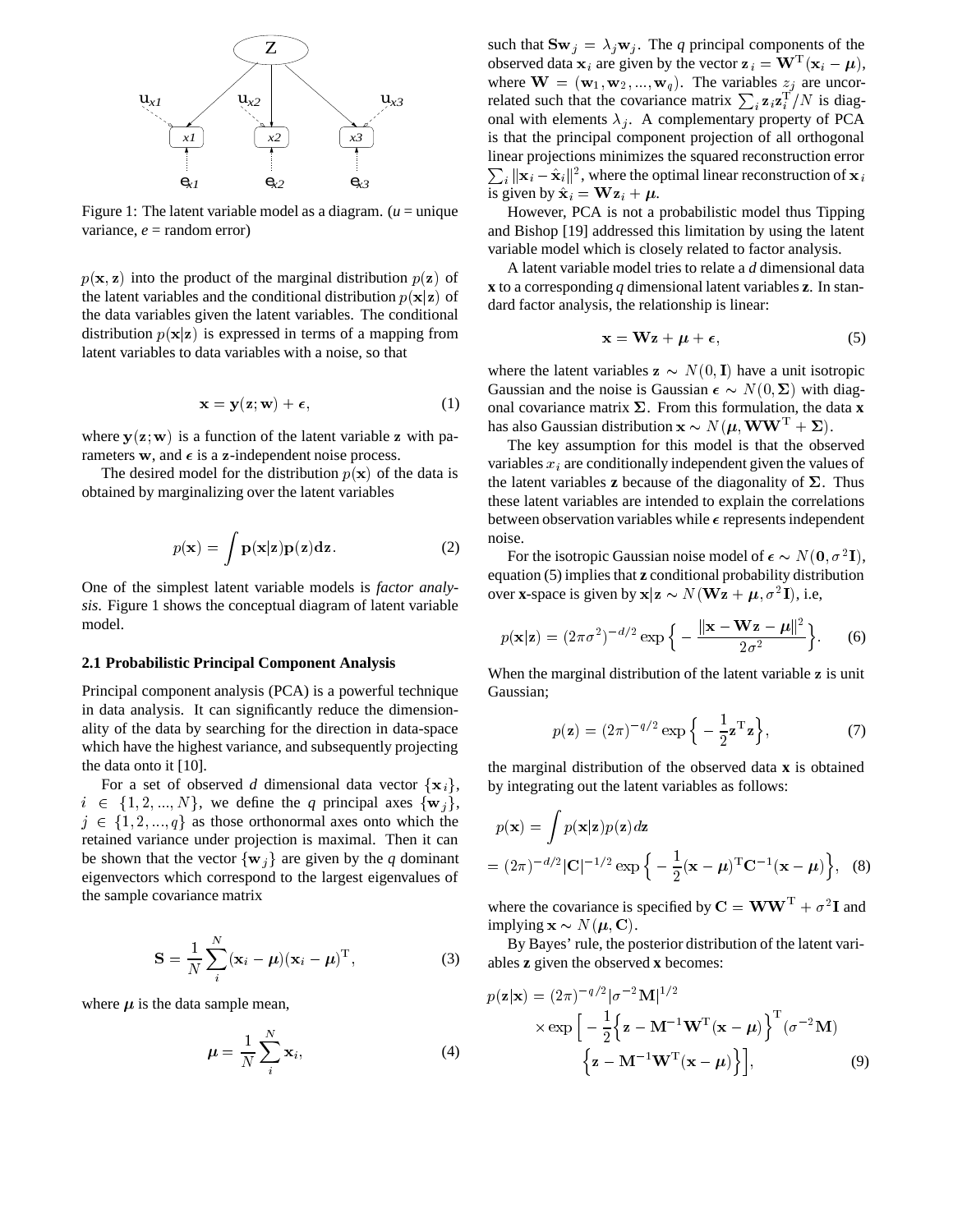Figure 1: The latent variable model as a diagram. (*u* = unique variance, *e* = random error)

$p(\mathbf{x}, \mathbf{z})$ into the product of the marginal distribution $p(\mathbf{z})$ of the latent variables and the conditional distribution $p(\mathbf{x}|\mathbf{z})$ of the data variables given the latent variables. The conditional distribution $p(\mathbf{x}|\mathbf{z})$ is expressed in terms of a mapping from latent variables to data variables with a noise, so that

$$\mathbf{x} = \mathbf{y}(\mathbf{z}; \mathbf{w}) + \boldsymbol{\epsilon}, \tag{1}$$

where $\mathbf{y}(\mathbf{z}; \mathbf{w})$ is a function of the latent variable $\mathbf{z}$ with parameters $\mathbf{w}$, and $\boldsymbol{\epsilon}$ is a $\mathbf{z}$-independent noise process.

The desired model for the distribution $p(\mathbf{x})$ of the data is obtained by marginalizing over the latent variables

$$p(\mathbf{x}) = \int \mathbf{p}(\mathbf{x}|\mathbf{z})\mathbf{p}(\mathbf{z})\mathbf{d}\mathbf{z}. \tag{2}$$

One of the simplest latent variable models is *factor analysis*. Figure 1 shows the conceptual diagram of latent variable model.

### 2.1 Probabilistic Principal Component Analysis

Principal component analysis (PCA) is a powerful technique in data analysis. It can significantly reduce the dimensionality of the data by searching for the direction in data-space which have the highest variance, and subsequently projecting the data onto it [10].

For a set of observed *d* dimensional data vector $\{\mathbf{x}_i\}$, $i \in \{1, 2, ..., N\}$, we define the *q* principal axes $\{\mathbf{w}_j\}$, $j \in \{1, 2, ..., q\}$ as those orthonormal axes onto which the retained variance under projection is maximal. Then it can be shown that the vector $\{\mathbf{w}_j\}$ are given by the *q* dominant eigenvectors which correspond to the largest eigenvalues of the sample covariance matrix

$$\mathbf{S} = \frac{1}{N}\sum_{i}^{N}(\mathbf{x}_i - \boldsymbol{\mu})(\mathbf{x}_i - \boldsymbol{\mu})^{\mathrm{T}}, \tag{3}$$

where $\boldsymbol{\mu}$ is the data sample mean,

$$\boldsymbol{\mu} = \frac{1}{N}\sum_{i}^{N}\mathbf{x}_i, \tag{4}$$

such that $\mathbf{S}\mathbf{w}_j = \lambda_j \mathbf{w}_j$. The *q* principal components of the observed data $\mathbf{x}_i$ are given by the vector $\mathbf{z}_i = \mathbf{W}^{\mathrm{T}}(\mathbf{x}_i - \boldsymbol{\mu})$, where $\mathbf{W} = (\mathbf{w}_1, \mathbf{w}_2, ..., \mathbf{w}_q)$. The variables $z_j$ are uncorrelated such that the covariance matrix $\sum_i \mathbf{z}_i \mathbf{z}_i^{\mathrm{T}}/N$ is diagonal with elements $\lambda_j$. A complementary property of PCA is that the principal component projection of all orthogonal linear projections minimizes the squared reconstruction error $\sum_i \|\mathbf{x}_i - \hat{\mathbf{x}}_i\|^2$, where the optimal linear reconstruction of $\mathbf{x}_i$ is given by $\hat{\mathbf{x}}_i = \mathbf{W}\mathbf{z}_i + \boldsymbol{\mu}$.

However, PCA is not a probabilistic model thus Tipping and Bishop [19] addressed this limitation by using the latent variable model which is closely related to factor analysis.

A latent variable model tries to relate a *d* dimensional data **x** to a corresponding *q* dimensional latent variables **z**. In standard factor analysis, the relationship is linear:

$$\mathbf{x} = \mathbf{W}\mathbf{z} + \boldsymbol{\mu} + \boldsymbol{\epsilon}, \tag{5}$$

where the latent variables $\mathbf{z} \sim N(0, \mathbf{I})$ have a unit isotropic Gaussian and the noise is Gaussian $\boldsymbol{\epsilon} \sim N(0, \boldsymbol{\Sigma})$ with diagonal covariance matrix $\boldsymbol{\Sigma}$. From this formulation, the data **x** has also Gaussian distribution $\mathbf{x} \sim N(\boldsymbol{\mu}, \mathbf{W}\mathbf{W}^{\mathrm{T}} + \boldsymbol{\Sigma})$.

The key assumption for this model is that the observed variables $x_i$ are conditionally independent given the values of the latent variables **z** because of the diagonality of $\boldsymbol{\Sigma}$. Thus these latent variables are intended to explain the correlations between observation variables while $\boldsymbol{\epsilon}$ represents independent noise.

For the isotropic Gaussian noise model of $\boldsymbol{\epsilon} \sim N(\mathbf{0}, \sigma^2\mathbf{I})$, equation (5) implies that **z** conditional probability distribution over **x**-space is given by $\mathbf{x}|\mathbf{z} \sim N(\mathbf{W}\mathbf{z} + \boldsymbol{\mu}, \sigma^2\mathbf{I})$, i.e,

$$p(\mathbf{x}|\mathbf{z}) = (2\pi\sigma^2)^{-d/2}\exp\Big\{-\frac{\|\mathbf{x} - \mathbf{W}\mathbf{z} - \boldsymbol{\mu}\|^2}{2\sigma^2}\Big\}. \tag{6}$$

When the marginal distribution of the latent variable $\mathbf{z}$ is unit Gaussian;

$$p(\mathbf{z}) = (2\pi)^{-q/2}\exp\Big\{-\frac{1}{2}\mathbf{z}^{\mathrm{T}}\mathbf{z}\Big\}, \tag{7}$$

the marginal distribution of the observed data **x** is obtained by integrating out the latent variables as follows:

$$\begin{aligned} p(\mathbf{x}) &= \int p(\mathbf{x}|\mathbf{z})p(\mathbf{z})d\mathbf{z} \\ &= (2\pi)^{-d/2}|\mathbf{C}|^{-1/2}\exp\Big\{-\frac{1}{2}(\mathbf{x} - \boldsymbol{\mu})^{\mathrm{T}}\mathbf{C}^{-1}(\mathbf{x} - \boldsymbol{\mu})\Big\}, \end{aligned} \tag{8}$$

where the covariance is specified by $\mathbf{C} = \mathbf{W}\mathbf{W}^{\mathrm{T}} + \sigma^2\mathbf{I}$ and implying $\mathbf{x} \sim N(\boldsymbol{\mu}, \mathbf{C})$.

By Bayes' rule, the posterior distribution of the latent variables **z** given the observed **x** becomes:

$$\begin{aligned} p(\mathbf{z}|\mathbf{x}) = &(2\pi)^{-q/2}|\sigma^{-2}\mathbf{M}|^{1/2} \\ &\times \exp\Big[-\frac{1}{2}\Big\{\mathbf{z} - \mathbf{M}^{-1}\mathbf{W}^{\mathrm{T}}(\mathbf{x} - \boldsymbol{\mu})\Big\}^{\mathrm{T}}(\sigma^{-2}\mathbf{M}) \\ &\Big\{\mathbf{z} - \mathbf{M}^{-1}\mathbf{W}^{\mathrm{T}}(\mathbf{x} - \boldsymbol{\mu})\Big\}\Big], \end{aligned} \tag{9}$$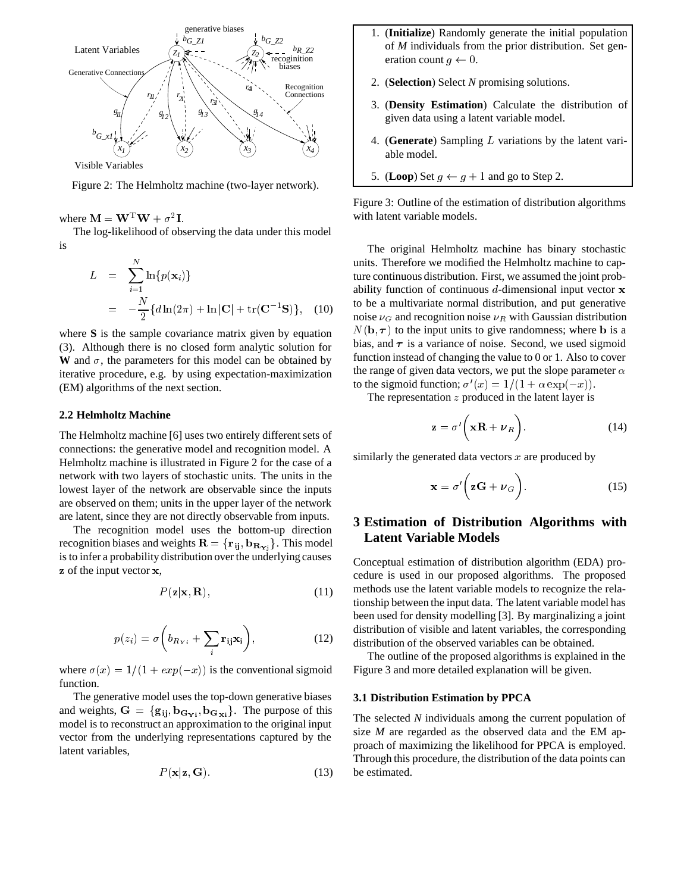Figure 2: The Helmholtz machine (two-layer network).

where $\mathbf{M} = \mathbf{W}^{\mathrm{T}}\mathbf{W} + \sigma^2\mathbf{I}$.

The log-likelihood of observing the data under this model is

$$
\begin{aligned}
L &= \sum_{i=1}^{N} \ln\{p(\mathbf{x}_i)\} \\
&= -\frac{N}{2}\{d\ln(2\pi) + \ln|\mathbf{C}| + \mathrm{tr}(\mathbf{C}^{-1}\mathbf{S})\}, \quad (10)
\end{aligned}
$$

where **S** is the sample covariance matrix given by equation (3). Although there is no closed form analytic solution for **W** and $\sigma$, the parameters for this model can be obtained by iterative procedure, e.g. by using expectation-maximization (EM) algorithms of the next section.

### 2.2 Helmholtz Machine

The Helmholtz machine [6] uses two entirely different sets of connections: the generative model and recognition model. A Helmholtz machine is illustrated in Figure 2 for the case of a network with two layers of stochastic units. The units in the lowest layer of the network are observable since the inputs are observed on them; units in the upper layer of the network are latent, since they are not directly observable from inputs.

The recognition model uses the bottom-up direction recognition biases and weights $\mathbf{R} = \{\mathbf{r_{ij}}, \mathbf{b_{R_{Y_j}}}\}$. This model is to infer a probability distribution over the underlying causes $\mathbf{z}$ of the input vector $\mathbf{x}$,

$$
P(\mathbf{z}|\mathbf{x}, \mathbf{R}), \quad (11)
$$

$$
p(z_i) = \sigma\left(b_{R_{Y}i} + \sum_i \mathbf{r_{ij}}\mathbf{x_i}\right), \quad (12)
$$

where $\sigma(x) = 1/(1 + exp(-x))$ is the conventional sigmoid function.

The generative model uses the top-down generative biases and weights, $\mathbf{G} = \{\mathbf{g_{ij}}, \mathbf{b_{G_{Y_i}}}, \mathbf{b_{G_{x_i}}}\}$. The purpose of this model is to reconstruct an approximation to the original input vector from the underlying representations captured by the latent variables,

$$
P(\mathbf{x}|\mathbf{z}, \mathbf{G}). \quad (13)
$$

1. (**Initialize**) Randomly generate the initial population of *M* individuals from the prior distribution. Set generation count $g \leftarrow 0$.
2. (**Selection**) Select *N* promising solutions.
3. (**Density Estimation**) Calculate the distribution of given data using a latent variable model.
4. (**Generate**) Sampling $L$ variations by the latent variable model.
5. (**Loop**) Set $g \leftarrow g + 1$ and go to Step 2.

Figure 3: Outline of the estimation of distribution algorithms with latent variable models.

The original Helmholtz machine has binary stochastic units. Therefore we modified the Helmholtz machine to capture continuous distribution. First, we assumed the joint probability function of continuous $d$-dimensional input vector $\mathbf{x}$ to be a multivariate normal distribution, and put generative noise $\nu_G$ and recognition noise $\nu_R$ with Gaussian distribution $N(\mathbf{b}, \boldsymbol{\tau})$ to the input units to give randomness; where $\mathbf{b}$ is a bias, and $\boldsymbol{\tau}$ is a variance of noise. Second, we used sigmoid function instead of changing the value to 0 or 1. Also to cover the range of given data vectors, we put the slope parameter $\alpha$ to the sigmoid function; $\sigma'(x) = 1/(1 + \alpha\exp(-x))$.

The representation $z$ produced in the latent layer is

$$
\mathbf{z} = \sigma'\left(\mathbf{x}\mathbf{R} + \boldsymbol{\nu}_R\right). \quad (14)
$$

similarly the generated data vectors $x$ are produced by

$$
\mathbf{x} = \sigma'\left(\mathbf{z}\mathbf{G} + \boldsymbol{\nu}_G\right). \quad (15)
$$

## 3 Estimation of Distribution Algorithms with Latent Variable Models

Conceptual estimation of distribution algorithm (EDA) procedure is used in our proposed algorithms. The proposed methods use the latent variable models to recognize the relationship between the input data. The latent variable model has been used for density modelling [3]. By marginalizing a joint distribution of visible and latent variables, the corresponding distribution of the observed variables can be obtained.

The outline of the proposed algorithms is explained in the Figure 3 and more detailed explanation will be given.

### 3.1 Distribution Estimation by PPCA

The selected *N* individuals among the current population of size *M* are regarded as the observed data and the EM approach of maximizing the likelihood for PPCA is employed. Through this procedure, the distribution of the data points can be estimated.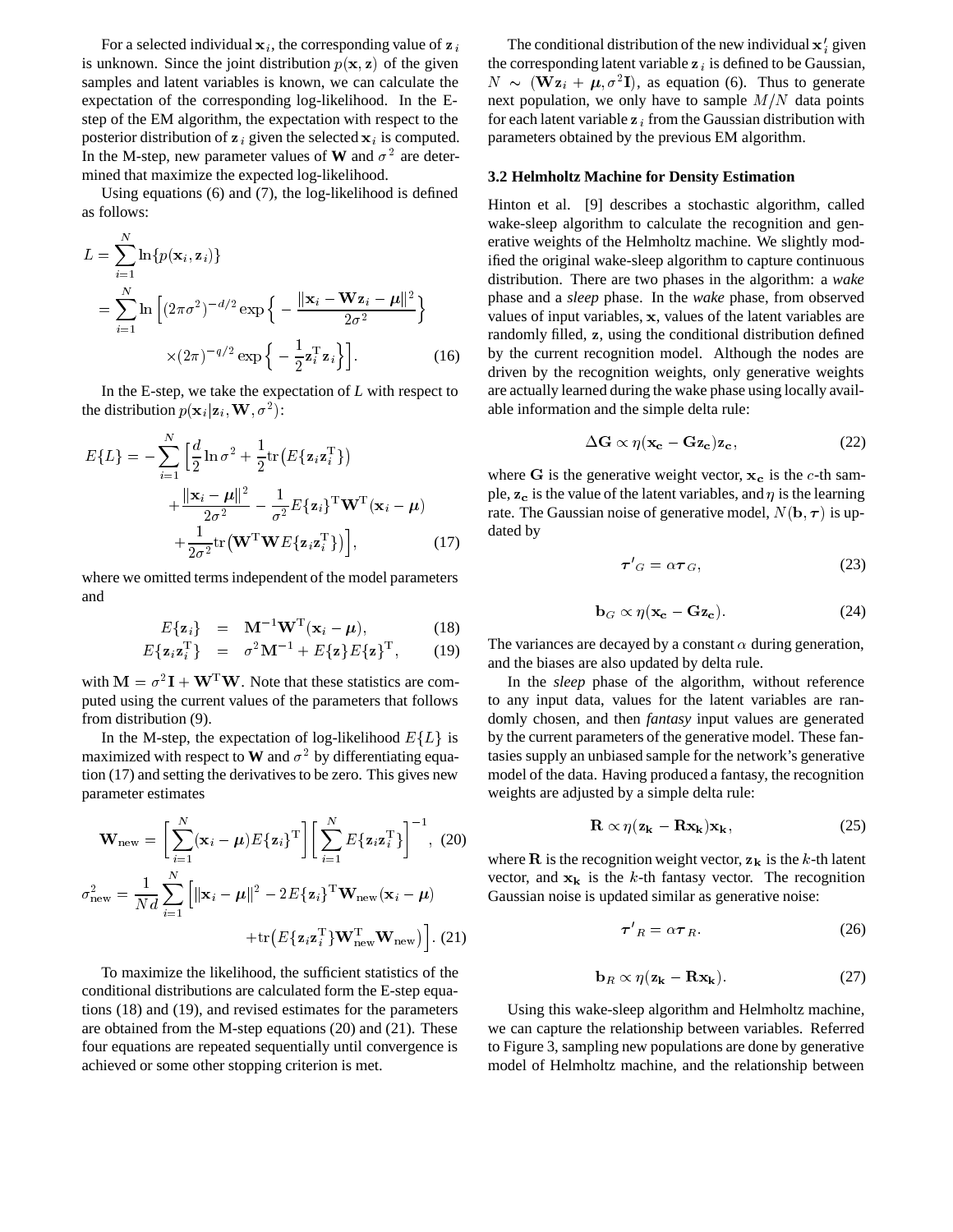For a selected individual $\mathbf{x}_i$, the corresponding value of $\mathbf{z}_i$ is unknown. Since the joint distribution $p(\mathbf{x}, \mathbf{z})$ of the given samples and latent variables is known, we can calculate the expectation of the corresponding log-likelihood. In the E-step of the EM algorithm, the expectation with respect to the posterior distribution of $\mathbf{z}_i$ given the selected $\mathbf{x}_i$ is computed. In the M-step, new parameter values of $\mathbf{W}$ and $\sigma^2$ are determined that maximize the expected log-likelihood.

Using equations (6) and (7), the log-likelihood is defined as follows:

$$
\begin{aligned}
L &= \sum_{i=1}^{N} \ln\{p(\mathbf{x}_i, \mathbf{z}_i)\} \\
&= \sum_{i=1}^{N} \ln\Big[(2\pi\sigma^2)^{-d/2} \exp\Big\{-\frac{\|\mathbf{x}_i - \mathbf{W}\mathbf{z}_i - \boldsymbol{\mu}\|^2}{2\sigma^2}\Big\} \\
&\qquad \times (2\pi)^{-q/2} \exp\Big\{-\frac{1}{2}\mathbf{z}_i^{\mathrm{T}}\mathbf{z}_i\Big\}\Big]. \qquad (16)
\end{aligned}
$$

In the E-step, we take the expectation of $L$ with respect to the distribution $p(\mathbf{x}_i | \mathbf{z}_i, \mathbf{W}, \sigma^2)$:

$$
\begin{aligned}
E\{L\} = -\sum_{i=1}^{N} \Big[&\frac{d}{2}\ln\sigma^2 + \frac{1}{2}\mathrm{tr}\big(E\{\mathbf{z}_i\mathbf{z}_i^{\mathrm{T}}\}\big) \\
&+ \frac{\|\mathbf{x}_i - \boldsymbol{\mu}\|^2}{2\sigma^2} - \frac{1}{\sigma^2}E\{\mathbf{z}_i\}^{\mathrm{T}}\mathbf{W}^{\mathrm{T}}(\mathbf{x}_i - \boldsymbol{\mu}) \\
&+ \frac{1}{2\sigma^2}\mathrm{tr}\big(\mathbf{W}^{\mathrm{T}}\mathbf{W}E\{\mathbf{z}_i\mathbf{z}_i^{\mathrm{T}}\}\big)\Big], \qquad (17)
\end{aligned}
$$

where we omitted terms independent of the model parameters and

$$
\begin{aligned}
E\{\mathbf{z}_i\} &= \mathbf{M}^{-1}\mathbf{W}^{\mathrm{T}}(\mathbf{x}_i - \boldsymbol{\mu}), \qquad (18) \\
E\{\mathbf{z}_i\mathbf{z}_i^{\mathrm{T}}\} &= \sigma^2\mathbf{M}^{-1} + E\{\mathbf{z}\}E\{\mathbf{z}\}^{\mathrm{T}}, \qquad (19)
\end{aligned}
$$

with $\mathbf{M} = \sigma^2\mathbf{I} + \mathbf{W}^{\mathrm{T}}\mathbf{W}$. Note that these statistics are computed using the current values of the parameters that follows from distribution (9).

In the M-step, the expectation of log-likelihood $E\{L\}$ is maximized with respect to $\mathbf{W}$ and $\sigma^2$ by differentiating equation (17) and setting the derivatives to be zero. This gives new parameter estimates

$$
\mathbf{W}_{\mathrm{new}} = \Big[\sum_{i=1}^{N}(\mathbf{x}_i - \boldsymbol{\mu})E\{\mathbf{z}_i\}^{\mathrm{T}}\Big]\Big[\sum_{i=1}^{N}E\{\mathbf{z}_i\mathbf{z}_i^{\mathrm{T}}\}\Big]^{-1}, \quad (20)
$$

$$
\begin{aligned}
\sigma^2_{\mathrm{new}} = \frac{1}{Nd}\sum_{i=1}^{N}\Big[&\|\mathbf{x}_i - \boldsymbol{\mu}\|^2 - 2E\{\mathbf{z}_i\}^{\mathrm{T}}\mathbf{W}_{\mathrm{new}}(\mathbf{x}_i - \boldsymbol{\mu}) \\
&+ \mathrm{tr}\big(E\{\mathbf{z}_i\mathbf{z}_i^{\mathrm{T}}\}\mathbf{W}_{\mathrm{new}}^{\mathrm{T}}\mathbf{W}_{\mathrm{new}}\big)\Big]. \quad (21)
\end{aligned}
$$

To maximize the likelihood, the sufficient statistics of the conditional distributions are calculated form the E-step equations (18) and (19), and revised estimates for the parameters are obtained from the M-step equations (20) and (21). These four equations are repeated sequentially until convergence is achieved or some other stopping criterion is met.

The conditional distribution of the new individual $\mathbf{x}'_i$ given the corresponding latent variable $\mathbf{z}_i$ is defined to be Gaussian, $N \sim (\mathbf{W}\mathbf{z}_i + \boldsymbol{\mu}, \sigma^2\mathbf{I})$, as equation (6). Thus to generate next population, we only have to sample $M/N$ data points for each latent variable $\mathbf{z}_i$ from the Gaussian distribution with parameters obtained by the previous EM algorithm.

### 3.2 Helmholtz Machine for Density Estimation

Hinton et al. [9] describes a stochastic algorithm, called wake-sleep algorithm to calculate the recognition and generative weights of the Helmholtz machine. We slightly modified the original wake-sleep algorithm to capture continuous distribution. There are two phases in the algorithm: a *wake* phase and a *sleep* phase. In the *wake* phase, from observed values of input variables, $\mathbf{x}$, values of the latent variables are randomly filled, $\mathbf{z}$, using the conditional distribution defined by the current recognition model. Although the nodes are driven by the recognition weights, only generative weights are actually learned during the wake phase using locally available information and the simple delta rule:

$$
\Delta\mathbf{G} \propto \eta(\mathbf{x_c} - \mathbf{G}\mathbf{z_c})\mathbf{z_c}, \qquad (22)
$$

where $\mathbf{G}$ is the generative weight vector, $\mathbf{x_c}$ is the $c$-th sample, $\mathbf{z_c}$ is the value of the latent variables, and $\eta$ is the learning rate. The Gaussian noise of generative model, $N(\mathbf{b}, \boldsymbol{\tau})$ is updated by

$$
\boldsymbol{\tau}'_G = \alpha\boldsymbol{\tau}_G, \qquad (23)
$$

$$
\mathbf{b}_G \propto \eta(\mathbf{x_c} - \mathbf{G}\mathbf{z_c}). \qquad (24)
$$

The variances are decayed by a constant $\alpha$ during generation, and the biases are also updated by delta rule.

In the *sleep* phase of the algorithm, without reference to any input data, values for the latent variables are randomly chosen, and then *fantasy* input values are generated by the current parameters of the generative model. These fantasies supply an unbiased sample for the network's generative model of the data. Having produced a fantasy, the recognition weights are adjusted by a simple delta rule:

$$
\mathbf{R} \propto \eta(\mathbf{z_k} - \mathbf{R}\mathbf{x_k})\mathbf{x_k}, \qquad (25)
$$

where $\mathbf{R}$ is the recognition weight vector, $\mathbf{z_k}$ is the $k$-th latent vector, and $\mathbf{x_k}$ is the $k$-th fantasy vector. The recognition Gaussian noise is updated similar as generative noise:

$$
\boldsymbol{\tau}'_R = \alpha\boldsymbol{\tau}_R. \qquad (26)
$$

$$
\mathbf{b}_R \propto \eta(\mathbf{z_k} - \mathbf{R}\mathbf{x_k}). \qquad (27)
$$

Using this wake-sleep algorithm and Helmholtz machine, we can capture the relationship between variables. Referred to Figure 3, sampling new populations are done by generative model of Helmholtz machine, and the relationship between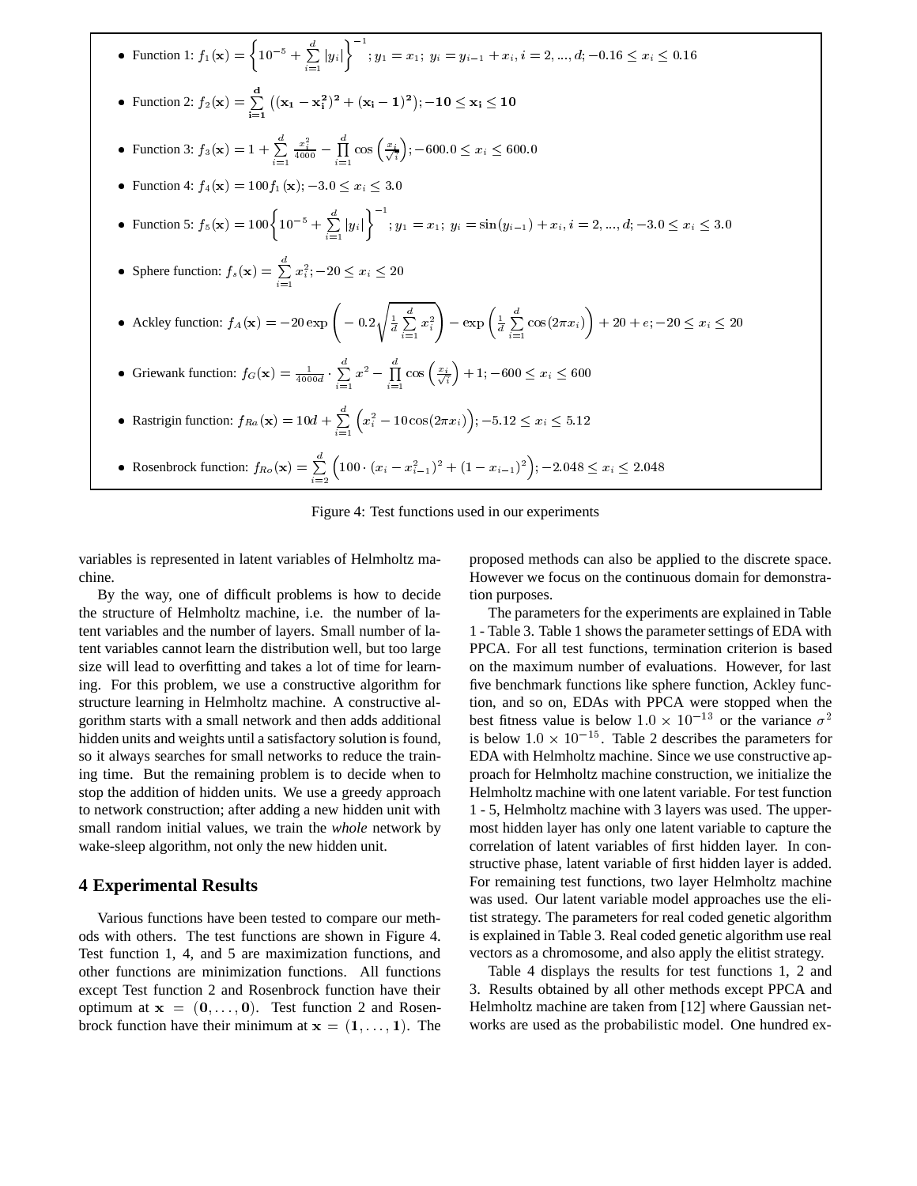- Function 1: $f_1(\mathbf{x}) = \left\{10^{-5} + \sum_{i=1}^{d} |y_i|\right\}^{-1}; y_1 = x_1;\ y_i = y_{i-1} + x_i, i = 2, ..., d; -0.16 \leq x_i \leq 0.16$
- Function 2: $f_2(\mathbf{x}) = \sum_{\mathbf{i=1}}^{\mathbf{d}} \left((\mathbf{x_1} - \mathbf{x_i^2})^2 + (\mathbf{x_i} - \mathbf{1})^2\right); -\mathbf{10} \leq \mathbf{x_i} \leq \mathbf{10}$
- Function 3: $f_3(\mathbf{x}) = 1 + \sum_{i=1}^{d} \frac{x_i^2}{4000} - \prod_{i=1}^{d} \cos\left(\frac{x_i}{\sqrt{i}}\right); -600.0 \leq x_i \leq 600.0$
- Function 4: $f_4(\mathbf{x}) = 100 f_1(\mathbf{x}); -3.0 \leq x_i \leq 3.0$
- Function 5: $f_5(\mathbf{x}) = 100\left\{10^{-5} + \sum_{i=1}^{d} |y_i|\right\}^{-1}; y_1 = x_1;\ y_i = \sin(y_{i-1}) + x_i, i = 2, ..., d; -3.0 \leq x_i \leq 3.0$
- Sphere function: $f_s(\mathbf{x}) = \sum_{i=1}^{d} x_i^2; -20 \leq x_i \leq 20$
- Ackley function: $f_A(\mathbf{x}) = -20 \exp\left(-0.2\sqrt{\frac{1}{d}\sum_{i=1}^{d} x_i^2}\right) - \exp\left(\frac{1}{d}\sum_{i=1}^{d} \cos(2\pi x_i)\right) + 20 + e; -20 \leq x_i \leq 20$
- Griewank function: $f_G(\mathbf{x}) = \frac{1}{4000d} \cdot \sum_{i=1}^{d} x^2 - \prod_{i=1}^{d} \cos\left(\frac{x_i}{\sqrt{i}}\right) + 1; -600 \leq x_i \leq 600$
- Rastrigin function: $f_{Ra}(\mathbf{x}) = 10d + \sum_{i=1}^{d} \left(x_i^2 - 10\cos(2\pi x_i)\right); -5.12 \leq x_i \leq 5.12$
- Rosenbrock function: $f_{Ro}(\mathbf{x}) = \sum_{i=2}^{d} \left(100 \cdot (x_i - x_{i-1}^2)^2 + (1 - x_{i-1})^2\right); -2.048 \leq x_i \leq 2.048$

Figure 4: Test functions used in our experiments

variables is represented in latent variables of Helmholtz machine.

By the way, one of difficult problems is how to decide the structure of Helmholtz machine, i.e. the number of latent variables and the number of layers. Small number of latent variables cannot learn the distribution well, but too large size will lead to overfitting and takes a lot of time for learning. For this problem, we use a constructive algorithm for structure learning in Helmholtz machine. A constructive algorithm starts with a small network and then adds additional hidden units and weights until a satisfactory solution is found, so it always searches for small networks to reduce the training time. But the remaining problem is to decide when to stop the addition of hidden units. We use a greedy approach to network construction; after adding a new hidden unit with small random initial values, we train the *whole* network by wake-sleep algorithm, not only the new hidden unit.

## 4 Experimental Results

Various functions have been tested to compare our methods with others. The test functions are shown in Figure 4. Test function 1, 4, and 5 are maximization functions, and other functions are minimization functions. All functions except Test function 2 and Rosenbrock function have their optimum at $\mathbf{x} = (\mathbf{0}, \ldots, \mathbf{0})$. Test function 2 and Rosenbrock function have their minimum at $\mathbf{x} = (\mathbf{1}, \ldots, \mathbf{1})$. The proposed methods can also be applied to the discrete space. However we focus on the continuous domain for demonstration purposes.

The parameters for the experiments are explained in Table 1 - Table 3. Table 1 shows the parameter settings of EDA with PPCA. For all test functions, termination criterion is based on the maximum number of evaluations. However, for last five benchmark functions like sphere function, Ackley function, and so on, EDAs with PPCA were stopped when the best fitness value is below $1.0 \times 10^{-13}$ or the variance $\sigma^2$ is below $1.0 \times 10^{-15}$. Table 2 describes the parameters for EDA with Helmholtz machine. Since we use constructive approach for Helmholtz machine construction, we initialize the Helmholtz machine with one latent variable. For test function 1 - 5, Helmholtz machine with 3 layers was used. The uppermost hidden layer has only one latent variable to capture the correlation of latent variables of first hidden layer. In constructive phase, latent variable of first hidden layer is added. For remaining test functions, two layer Helmholtz machine was used. Our latent variable model approaches use the elitist strategy. The parameters for real coded genetic algorithm is explained in Table 3. Real coded genetic algorithm use real vectors as a chromosome, and also apply the elitist strategy.

Table 4 displays the results for test functions 1, 2 and 3. Results obtained by all other methods except PPCA and Helmholtz machine are taken from [12] where Gaussian networks are used as the probabilistic model. One hundred ex-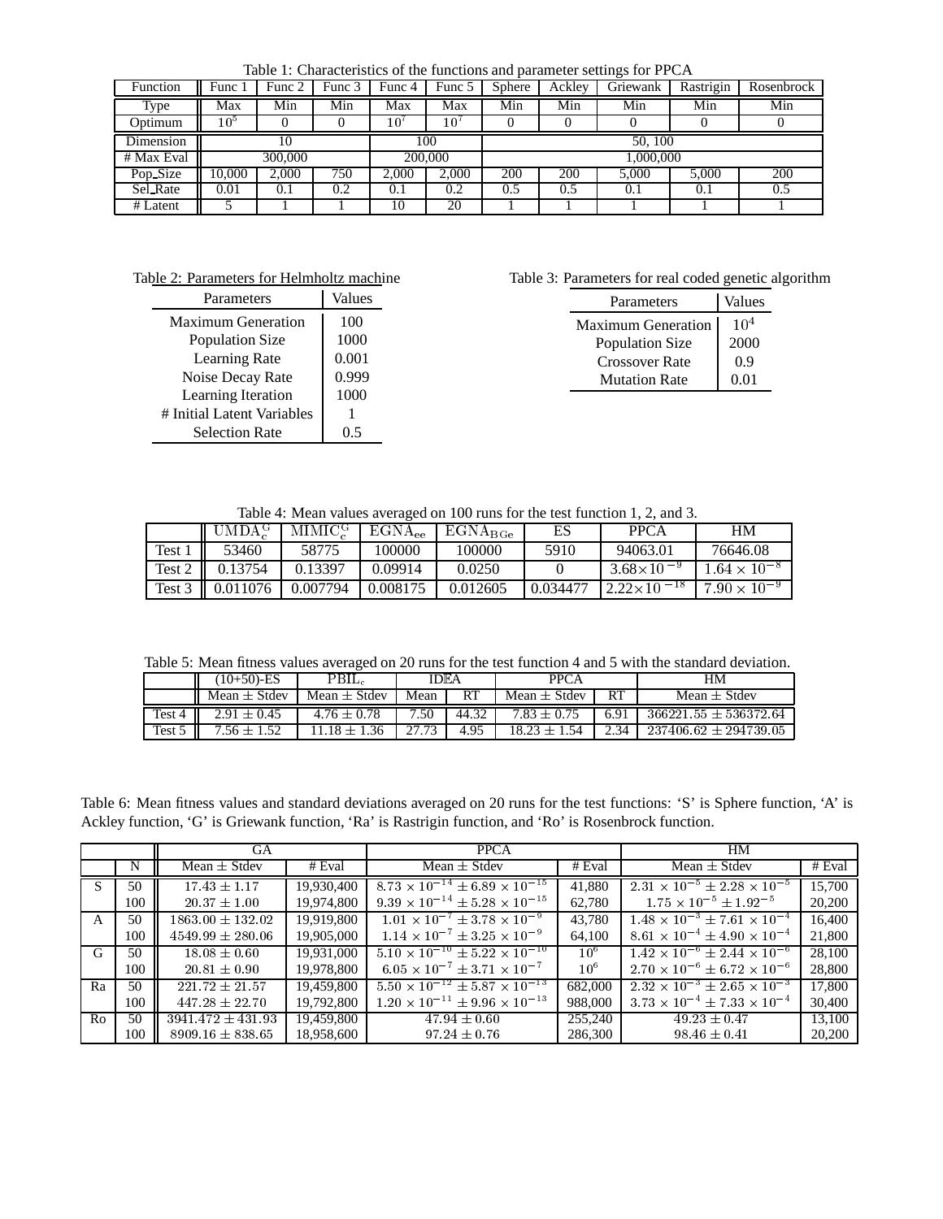Table 1: Characteristics of the functions and parameter settings for PPCA

| Function | Func 1 | Func 2 | Func 3 | Func 4 | Func 5 | Sphere | Ackley | Griewank | Rastrigin | Rosenbrock |
|---|---|---|---|---|---|---|---|---|---|---|
| Type | Max | Min | Min | Max | Max | Min | Min | Min | Min | Min |
| Optimum | $10^5$ | 0 | 0 | $10^7$ | $10^7$ | 0 | 0 | 0 | 0 | 0 |
| Dimension | 10 | | | 100 | | 50, 100 | | | | |
| # Max Eval | 300,000 | | | 200,000 | | 1,000,000 | | | | |
| Pop_Size | 10,000 | 2,000 | 750 | 2,000 | 2,000 | 200 | 200 | 5,000 | 5,000 | 200 |
| Sel_Rate | 0.01 | 0.1 | 0.2 | 0.1 | 0.2 | 0.5 | 0.5 | 0.1 | 0.1 | 0.5 |
| # Latent | 5 | 1 | 1 | 10 | 20 | 1 | 1 | 1 | 1 | 1 |

Table 2: Parameters for Helmholtz machine

| Parameters | Values |
|---|---|
| Maximum Generation | 100 |
| Population Size | 1000 |
| Learning Rate | 0.001 |
| Noise Decay Rate | 0.999 |
| Learning Iteration | 1000 |
| # Initial Latent Variables | 1 |
| Selection Rate | 0.5 |

Table 3: Parameters for real coded genetic algorithm

| Parameters | Values |
|---|---|
| Maximum Generation | $10^4$ |
| Population Size | 2000 |
| Crossover Rate | 0.9 |
| Mutation Rate | 0.01 |

Table 4: Mean values averaged on 100 runs for the test function 1, 2, and 3.

| | $\mathrm{UMDA}_c^G$ | $\mathrm{MIMIC}_c^G$ | $\mathrm{EGNA}_{ee}$ | $\mathrm{EGNA}_{BGe}$ | ES | PPCA | HM |
|---|---|---|---|---|---|---|---|
| Test 1 | 53460 | 58775 | 100000 | 100000 | 5910 | 94063.01 | 76646.08 |
| Test 2 | 0.13754 | 0.13397 | 0.09914 | 0.0250 | 0 | $3.68\times10^{-9}$ | $1.64\times10^{-8}$ |
| Test 3 | 0.011076 | 0.007794 | 0.008175 | 0.012605 | 0.034477 | $2.22\times10^{-18}$ | $7.90\times10^{-9}$ |

Table 5: Mean fitness values averaged on 20 runs for the test function 4 and 5 with the standard deviation.

| | (10+50)-ES | $\mathrm{PBIL}_c$ | IDEA | | PPCA | | HM |
|---|---|---|---|---|---|---|---|
| | Mean ± Stdev | Mean ± Stdev | Mean | RT | Mean ± Stdev | RT | Mean ± Stdev |
| Test 4 | $2.91 \pm 0.45$ | $4.76 \pm 0.78$ | 7.50 | 44.32 | $7.83 \pm 0.75$ | 6.91 | $366221.55 \pm 536372.64$ |
| Test 5 | $7.56 \pm 1.52$ | $11.18 \pm 1.36$ | 27.73 | 4.95 | $18.23 \pm 1.54$ | 2.34 | $237406.62 \pm 294739.05$ |

Table 6: Mean fitness values and standard deviations averaged on 20 runs for the test functions: 'S' is Sphere function, 'A' is Ackley function, 'G' is Griewank function, 'Ra' is Rastrigin function, and 'Ro' is Rosenbrock function.

| | | GA | | PPCA | | HM | |
|---|---|---|---|---|---|---|---|
| | N | Mean ± Stdev | # Eval | Mean ± Stdev | # Eval | Mean ± Stdev | # Eval |
| S | 50 | $17.43 \pm 1.17$ | 19,930,400 | $8.73\times10^{-14} \pm 6.89\times10^{-15}$ | 41,880 | $2.31\times10^{-5} \pm 2.28\times10^{-5}$ | 15,700 |
| | 100 | $20.37 \pm 1.00$ | 19,974,800 | $9.39\times10^{-14} \pm 5.28\times10^{-15}$ | 62,780 | $1.75\times10^{-5} \pm 1.92^{-5}$ | 20,200 |
| A | 50 | $1863.00 \pm 132.02$ | 19,919,800 | $1.01\times10^{-7} \pm 3.78\times10^{-9}$ | 43,780 | $1.48\times10^{-3} \pm 7.61\times10^{-4}$ | 16,400 |
| | 100 | $4549.99 \pm 280.06$ | 19,905,000 | $1.14\times10^{-7} \pm 3.25\times10^{-9}$ | 64,100 | $8.61\times10^{-4} \pm 4.90\times10^{-4}$ | 21,800 |
| G | 50 | $18.08 \pm 0.60$ | 19,931,000 | $5.10\times10^{-10} \pm 5.22\times10^{-10}$ | $10^6$ | $1.42\times10^{-6} \pm 2.44\times10^{-6}$ | 28,100 |
| | 100 | $20.81 \pm 0.90$ | 19,978,800 | $6.05\times10^{-7} \pm 3.71\times10^{-7}$ | $10^6$ | $2.70\times10^{-6} \pm 6.72\times10^{-6}$ | 28,800 |
| Ra | 50 | $221.72 \pm 21.57$ | 19,459,800 | $5.50\times10^{-12} \pm 5.87\times10^{-13}$ | 682,000 | $2.32\times10^{-3} \pm 2.65\times10^{-3}$ | 17,800 |
| | 100 | $447.28 \pm 22.70$ | 19,792,800 | $1.20\times10^{-11} \pm 9.96\times10^{-13}$ | 988,000 | $3.73\times10^{-4} \pm 7.33\times10^{-4}$ | 30,400 |
| Ro | 50 | $3941.472 \pm 431.93$ | 19,459,800 | $47.94 \pm 0.60$ | 255,240 | $49.23 \pm 0.47$ | 13,100 |
| | 100 | $8909.16 \pm 838.65$ | 18,958,600 | $97.24 \pm 0.76$ | 286,300 | $98.46 \pm 0.41$ | 20,200 |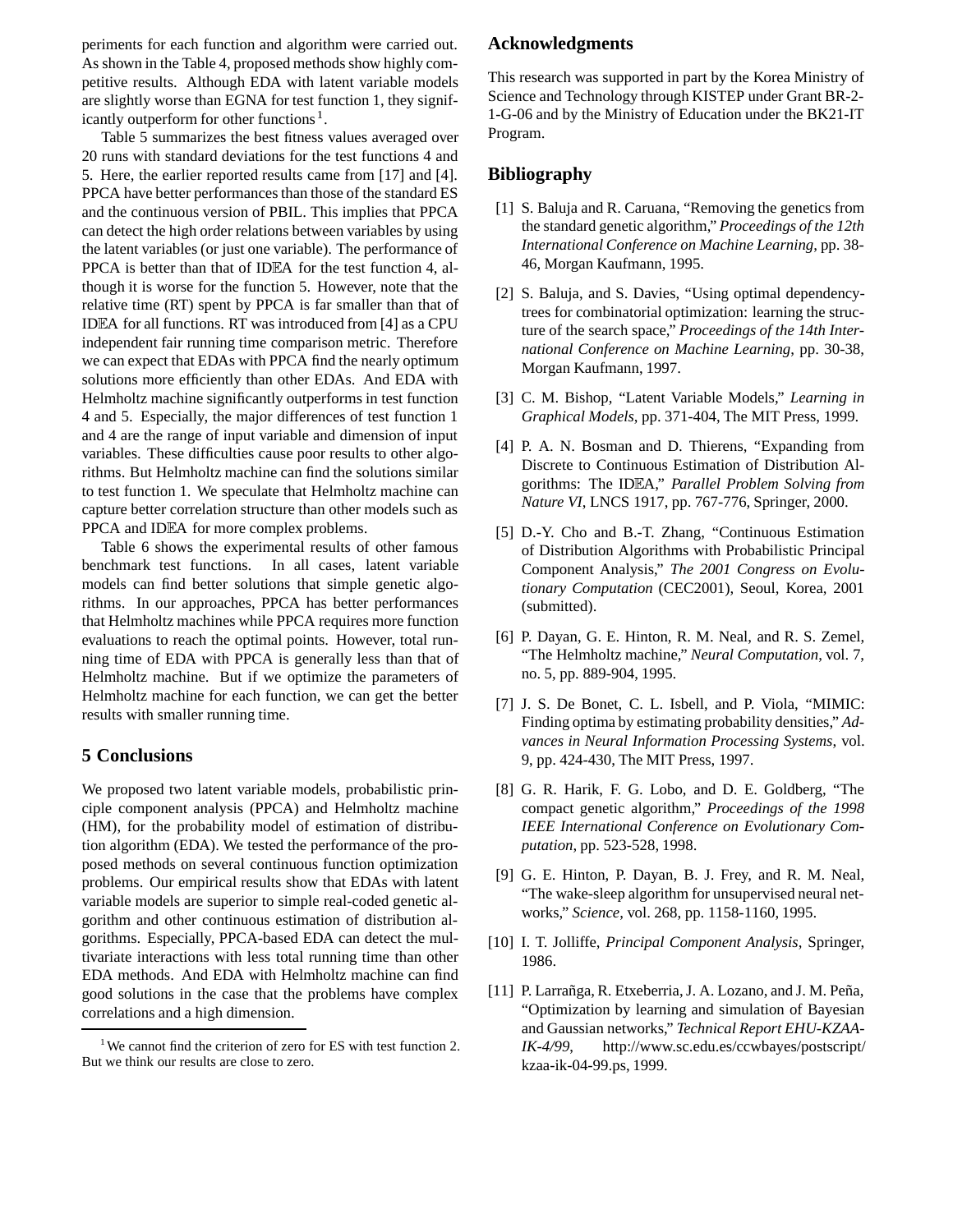periments for each function and algorithm were carried out. As shown in the Table 4, proposed methods show highly competitive results. Although EDA with latent variable models are slightly worse than EGNA for test function 1, they significantly outperform for other functions [1].

Table 5 summarizes the best fitness values averaged over 20 runs with standard deviations for the test functions 4 and 5. Here, the earlier reported results came from [17] and [4]. PPCA have better performances than those of the standard ES and the continuous version of PBIL. This implies that PPCA can detect the high order relations between variables by using the latent variables (or just one variable). The performance of PPCA is better than that of IDEA for the test function 4, although it is worse for the function 5. However, note that the relative time (RT) spent by PPCA is far smaller than that of IDEA for all functions. RT was introduced from [4] as a CPU independent fair running time comparison metric. Therefore we can expect that EDAs with PPCA find the nearly optimum solutions more efficiently than other EDAs. And EDA with Helmholtz machine significantly outperforms in test function 4 and 5. Especially, the major differences of test function 1 and 4 are the range of input variable and dimension of input variables. These difficulties cause poor results to other algorithms. But Helmholtz machine can find the solutions similar to test function 1. We speculate that Helmholtz machine can capture better correlation structure than other models such as PPCA and IDEA for more complex problems.

Table 6 shows the experimental results of other famous benchmark test functions. In all cases, latent variable models can find better solutions that simple genetic algorithms. In our approaches, PPCA has better performances that Helmholtz machines while PPCA requires more function evaluations to reach the optimal points. However, total running time of EDA with PPCA is generally less than that of Helmholtz machine. But if we optimize the parameters of Helmholtz machine for each function, we can get the better results with smaller running time.

## 5 Conclusions

We proposed two latent variable models, probabilistic principle component analysis (PPCA) and Helmholtz machine (HM), for the probability model of estimation of distribution algorithm (EDA). We tested the performance of the proposed methods on several continuous function optimization problems. Our empirical results show that EDAs with latent variable models are superior to simple real-coded genetic algorithm and other continuous estimation of distribution algorithms. Especially, PPCA-based EDA can detect the multivariate interactions with less total running time than other EDA methods. And EDA with Helmholtz machine can find good solutions in the case that the problems have complex correlations and a high dimension.

[1] We cannot find the criterion of zero for ES with test function 2. But we think our results are close to zero.

## Acknowledgments

This research was supported in part by the Korea Ministry of Science and Technology through KISTEP under Grant BR-2-1-G-06 and by the Ministry of Education under the BK21-IT Program.

## Bibliography

[1] S. Baluja and R. Caruana, "Removing the genetics from the standard genetic algorithm," *Proceedings of the 12th International Conference on Machine Learning*, pp. 38-46, Morgan Kaufmann, 1995.

[2] S. Baluja, and S. Davies, "Using optimal dependency-trees for combinatorial optimization: learning the structure of the search space," *Proceedings of the 14th International Conference on Machine Learning*, pp. 30-38, Morgan Kaufmann, 1997.

[3] C. M. Bishop, "Latent Variable Models," *Learning in Graphical Models*, pp. 371-404, The MIT Press, 1999.

[4] P. A. N. Bosman and D. Thierens, "Expanding from Discrete to Continuous Estimation of Distribution Algorithms: The IDEA," *Parallel Problem Solving from Nature VI*, LNCS 1917, pp. 767-776, Springer, 2000.

[5] D.-Y. Cho and B.-T. Zhang, "Continuous Estimation of Distribution Algorithms with Probabilistic Principal Component Analysis," *The 2001 Congress on Evolutionary Computation* (CEC2001), Seoul, Korea, 2001 (submitted).

[6] P. Dayan, G. E. Hinton, R. M. Neal, and R. S. Zemel, "The Helmholtz machine," *Neural Computation*, vol. 7, no. 5, pp. 889-904, 1995.

[7] J. S. De Bonet, C. L. Isbell, and P. Viola, "MIMIC: Finding optima by estimating probability densities," *Advances in Neural Information Processing Systems*, vol. 9, pp. 424-430, The MIT Press, 1997.

[8] G. R. Harik, F. G. Lobo, and D. E. Goldberg, "The compact genetic algorithm," *Proceedings of the 1998 IEEE International Conference on Evolutionary Computation*, pp. 523-528, 1998.

[9] G. E. Hinton, P. Dayan, B. J. Frey, and R. M. Neal, "The wake-sleep algorithm for unsupervised neural networks," *Science*, vol. 268, pp. 1158-1160, 1995.

[10] I. T. Jolliffe, *Principal Component Analysis*, Springer, 1986.

[11] P. Larrañga, R. Etxeberria, J. A. Lozano, and J. M. Peña, "Optimization by learning and simulation of Bayesian and Gaussian networks," *Technical Report EHU-KZAA-IK-4/99*, http://www.sc.edu.es/ccwbayes/postscript/kzaa-ik-04-99.ps, 1999.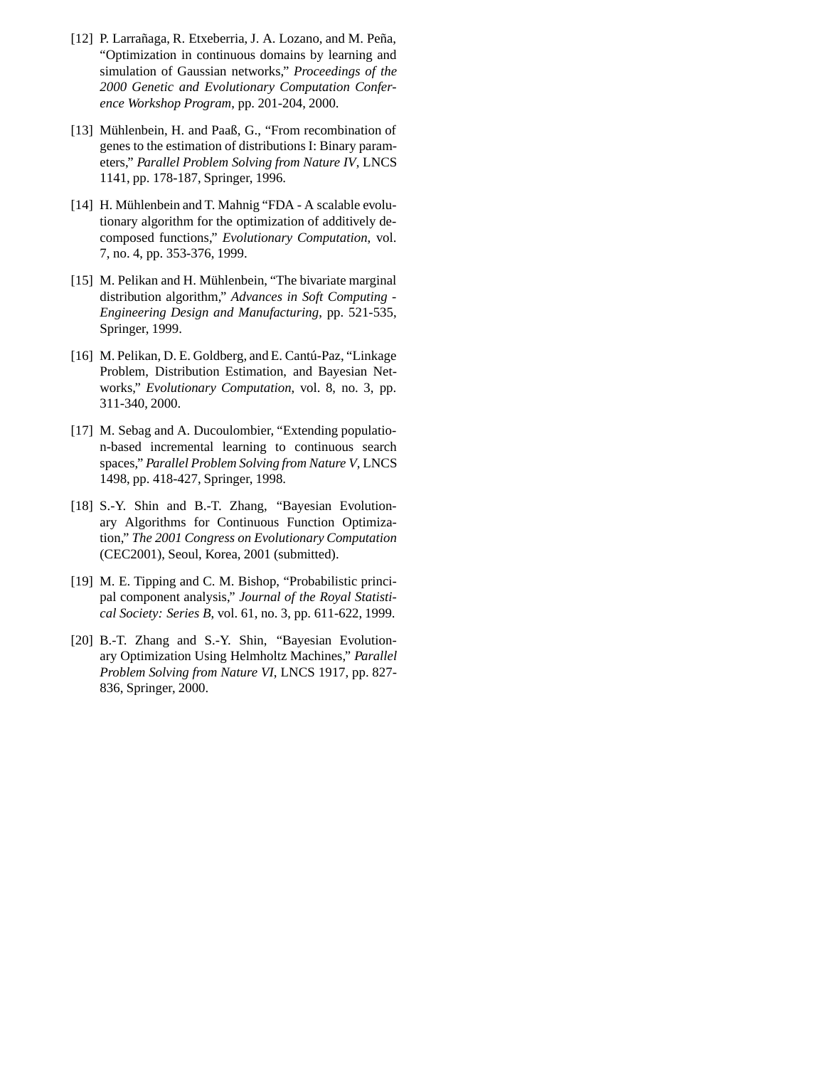[12] P. Larrañaga, R. Etxeberria, J. A. Lozano, and M. Peña, "Optimization in continuous domains by learning and simulation of Gaussian networks," *Proceedings of the 2000 Genetic and Evolutionary Computation Conference Workshop Program*, pp. 201-204, 2000.

[13] Mühlenbein, H. and Paaß, G., "From recombination of genes to the estimation of distributions I: Binary parameters," *Parallel Problem Solving from Nature IV*, LNCS 1141, pp. 178-187, Springer, 1996.

[14] H. Mühlenbein and T. Mahnig "FDA - A scalable evolutionary algorithm for the optimization of additively decomposed functions," *Evolutionary Computation*, vol. 7, no. 4, pp. 353-376, 1999.

[15] M. Pelikan and H. Mühlenbein, "The bivariate marginal distribution algorithm," *Advances in Soft Computing - Engineering Design and Manufacturing*, pp. 521-535, Springer, 1999.

[16] M. Pelikan, D. E. Goldberg, and E. Cantú-Paz, "Linkage Problem, Distribution Estimation, and Bayesian Networks," *Evolutionary Computation*, vol. 8, no. 3, pp. 311-340, 2000.

[17] M. Sebag and A. Ducoulombier, "Extending population-based incremental learning to continuous search spaces," *Parallel Problem Solving from Nature V*, LNCS 1498, pp. 418-427, Springer, 1998.

[18] S.-Y. Shin and B.-T. Zhang, "Bayesian Evolutionary Algorithms for Continuous Function Optimization," *The 2001 Congress on Evolutionary Computation* (CEC2001), Seoul, Korea, 2001 (submitted).

[19] M. E. Tipping and C. M. Bishop, "Probabilistic principal component analysis," *Journal of the Royal Statistical Society: Series B*, vol. 61, no. 3, pp. 611-622, 1999.

[20] B.-T. Zhang and S.-Y. Shin, "Bayesian Evolutionary Optimization Using Helmholtz Machines," *Parallel Problem Solving from Nature VI*, LNCS 1917, pp. 827-836, Springer, 2000.